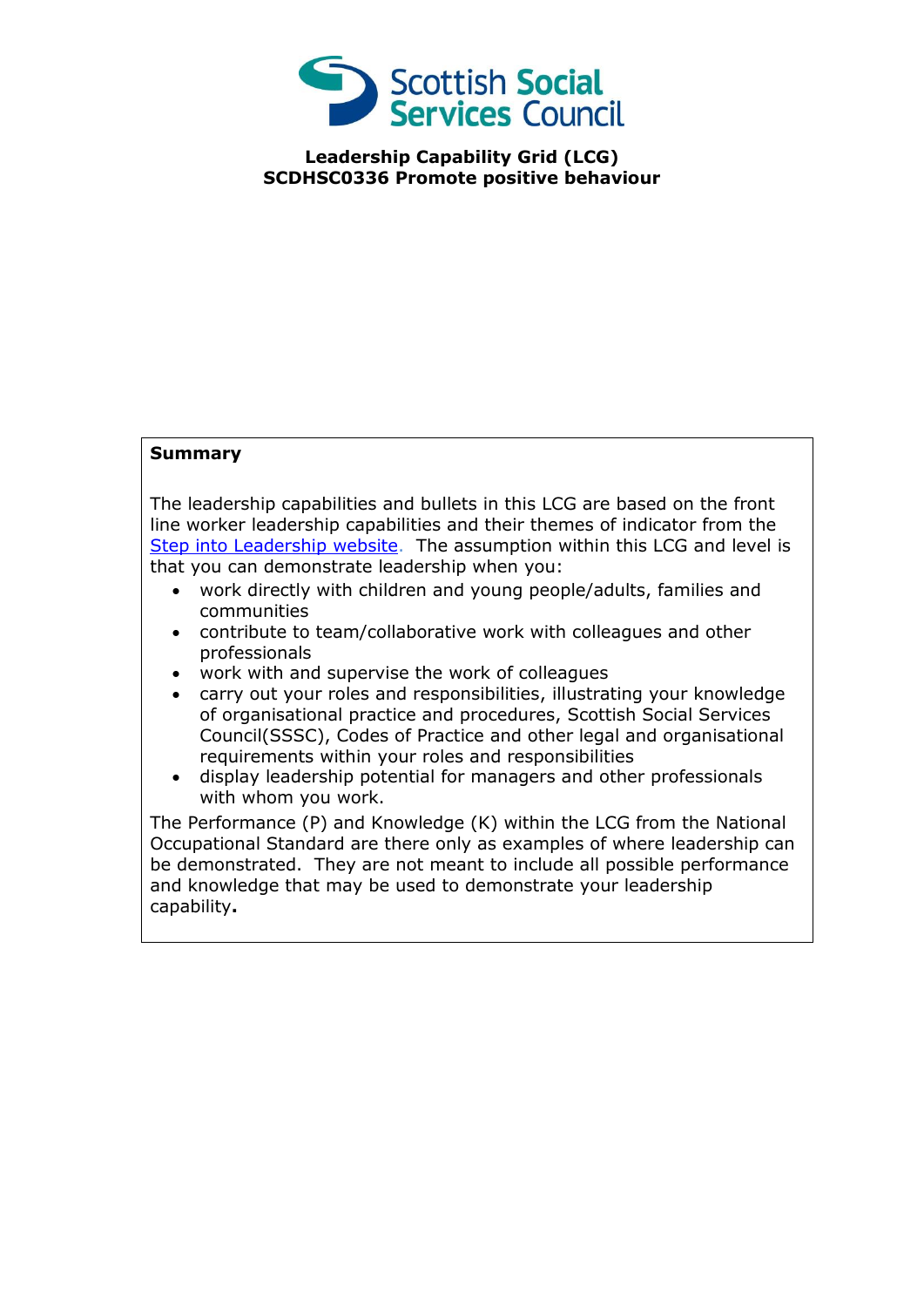Scottish Social Services Council

**Leadership Capability Grid (LCG)**
**SCDHSC0336 Promote positive behaviour**

| **Summary** |
|---|
| The leadership capabilities and bullets in this LCG are based on the front line worker leadership capabilities and their themes of indicator from the [Step into Leadership website](). The assumption within this LCG and level is that you can demonstrate leadership when you:<br>• work directly with children and young people/adults, families and communities<br>• contribute to team/collaborative work with colleagues and other professionals<br>• work with and supervise the work of colleagues<br>• carry out your roles and responsibilities, illustrating your knowledge of organisational practice and procedures, Scottish Social Services Council(SSSC), Codes of Practice and other legal and organisational requirements within your roles and responsibilities<br>• display leadership potential for managers and other professionals with whom you work.<br>The Performance (P) and Knowledge (K) within the LCG from the National Occupational Standard are there only as examples of where leadership can be demonstrated. They are not meant to include all possible performance and knowledge that may be used to demonstrate your leadership capability**.** |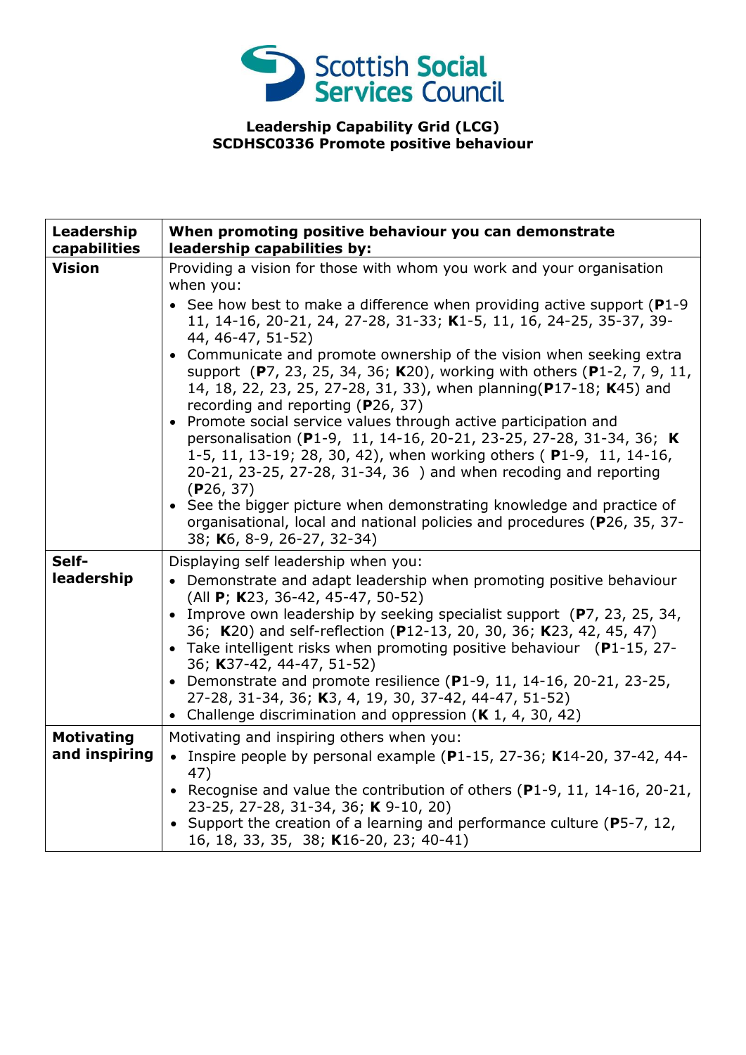**Leadership Capability Grid (LCG)**
**SCDHSC0336 Promote positive behaviour**

| Leadership capabilities | When promoting positive behaviour you can demonstrate leadership capabilities by: |
|---|---|
| **Vision** | Providing a vision for those with whom you work and your organisation when you:<br>• See how best to make a difference when providing active support (**P**1-9 11, 14-16, 20-21, 24, 27-28, 31-33; **K**1-5, 11, 16, 24-25, 35-37, 39-44, 46-47, 51-52)<br>• Communicate and promote ownership of the vision when seeking extra support (**P**7, 23, 25, 34, 36; **K**20), working with others (**P**1-2, 7, 9, 11, 14, 18, 22, 23, 25, 27-28, 31, 33), when planning(**P**17-18; **K**45) and recording and reporting (**P**26, 37)<br>• Promote social service values through active participation and personalisation (**P**1-9, 11, 14-16, 20-21, 23-25, 27-28, 31-34, 36; **K** 1-5, 11, 13-19; 28, 30, 42), when working others ( **P**1-9, 11, 14-16, 20-21, 23-25, 27-28, 31-34, 36 ) and when recoding and reporting (**P**26, 37)<br>• See the bigger picture when demonstrating knowledge and practice of organisational, local and national policies and procedures (**P**26, 35, 37-38; **K**6, 8-9, 26-27, 32-34) |
| **Self-leadership** | Displaying self leadership when you:<br>• Demonstrate and adapt leadership when promoting positive behaviour (All **P**; **K**23, 36-42, 45-47, 50-52)<br>• Improve own leadership by seeking specialist support (**P**7, 23, 25, 34, 36; **K**20) and self-reflection (**P**12-13, 20, 30, 36; **K**23, 42, 45, 47)<br>• Take intelligent risks when promoting positive behaviour (**P**1-15, 27-36; **K**37-42, 44-47, 51-52)<br>• Demonstrate and promote resilience (**P**1-9, 11, 14-16, 20-21, 23-25, 27-28, 31-34, 36; **K**3, 4, 19, 30, 37-42, 44-47, 51-52)<br>• Challenge discrimination and oppression (**K** 1, 4, 30, 42) |
| **Motivating and inspiring** | Motivating and inspiring others when you:<br>• Inspire people by personal example (**P**1-15, 27-36; **K**14-20, 37-42, 44-47)<br>• Recognise and value the contribution of others (**P**1-9, 11, 14-16, 20-21, 23-25, 27-28, 31-34, 36; **K** 9-10, 20)<br>• Support the creation of a learning and performance culture (**P**5-7, 12, 16, 18, 33, 35, 38; **K**16-20, 23; 40-41) |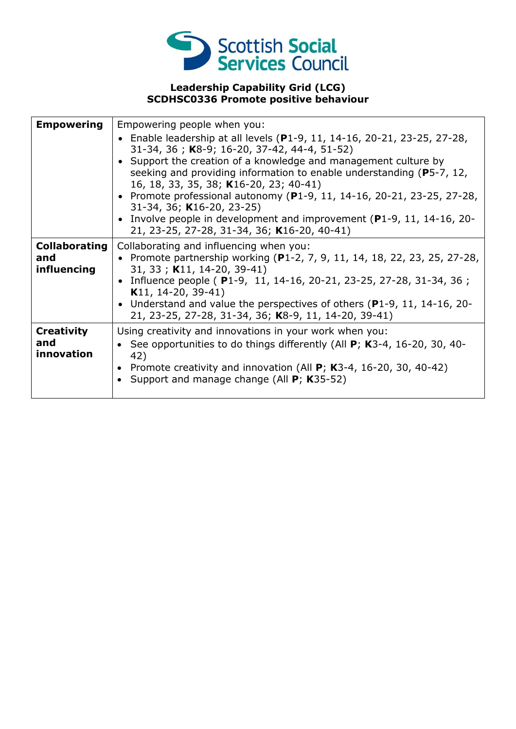**Leadership Capability Grid (LCG)**
**SCDHSC0336 Promote positive behaviour**

| | |
|---|---|
| **Empowering** | Empowering people when you:<br>• Enable leadership at all levels (**P**1-9, 11, 14-16, 20-21, 23-25, 27-28, 31-34, 36 ; **K**8-9; 16-20, 37-42, 44-4, 51-52)<br>• Support the creation of a knowledge and management culture by seeking and providing information to enable understanding (**P**5-7, 12, 16, 18, 33, 35, 38; **K**16-20, 23; 40-41)<br>• Promote professional autonomy (**P**1-9, 11, 14-16, 20-21, 23-25, 27-28, 31-34, 36; **K**16-20, 23-25)<br>• Involve people in development and improvement (**P**1-9, 11, 14-16, 20-21, 23-25, 27-28, 31-34, 36; **K**16-20, 40-41) |
| **Collaborating and influencing** | Collaborating and influencing when you:<br>• Promote partnership working (**P**1-2, 7, 9, 11, 14, 18, 22, 23, 25, 27-28, 31, 33 ; **K**11, 14-20, 39-41)<br>• Influence people ( **P**1-9, 11, 14-16, 20-21, 23-25, 27-28, 31-34, 36 ; **K**11, 14-20, 39-41)<br>• Understand and value the perspectives of others (**P**1-9, 11, 14-16, 20-21, 23-25, 27-28, 31-34, 36; **K**8-9, 11, 14-20, 39-41) |
| **Creativity and innovation** | Using creativity and innovations in your work when you:<br>• See opportunities to do things differently (All **P**; **K**3-4, 16-20, 30, 40-42)<br>• Promote creativity and innovation (All **P**; **K**3-4, 16-20, 30, 40-42)<br>• Support and manage change (All **P**; **K**35-52) |